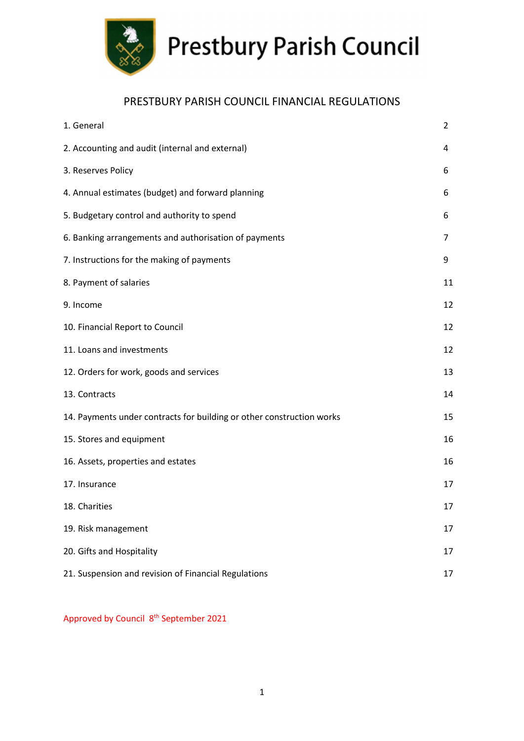# Prestbury Parish Council

## PRESTBURY PARISH COUNCIL FINANCIAL REGULATIONS

| | |
|---|---|
| 1. General | 2 |
| 2. Accounting and audit (internal and external) | 4 |
| 3. Reserves Policy | 6 |
| 4. Annual estimates (budget) and forward planning | 6 |
| 5. Budgetary control and authority to spend | 6 |
| 6. Banking arrangements and authorisation of payments | 7 |
| 7. Instructions for the making of payments | 9 |
| 8. Payment of salaries | 11 |
| 9. Income | 12 |
| 10. Financial Report to Council | 12 |
| 11. Loans and investments | 12 |
| 12. Orders for work, goods and services | 13 |
| 13. Contracts | 14 |
| 14. Payments under contracts for building or other construction works | 15 |
| 15. Stores and equipment | 16 |
| 16. Assets, properties and estates | 16 |
| 17. Insurance | 17 |
| 18. Charities | 17 |
| 19. Risk management | 17 |
| 20. Gifts and Hospitality | 17 |
| 21. Suspension and revision of Financial Regulations | 17 |

Approved by Council 8th September 2021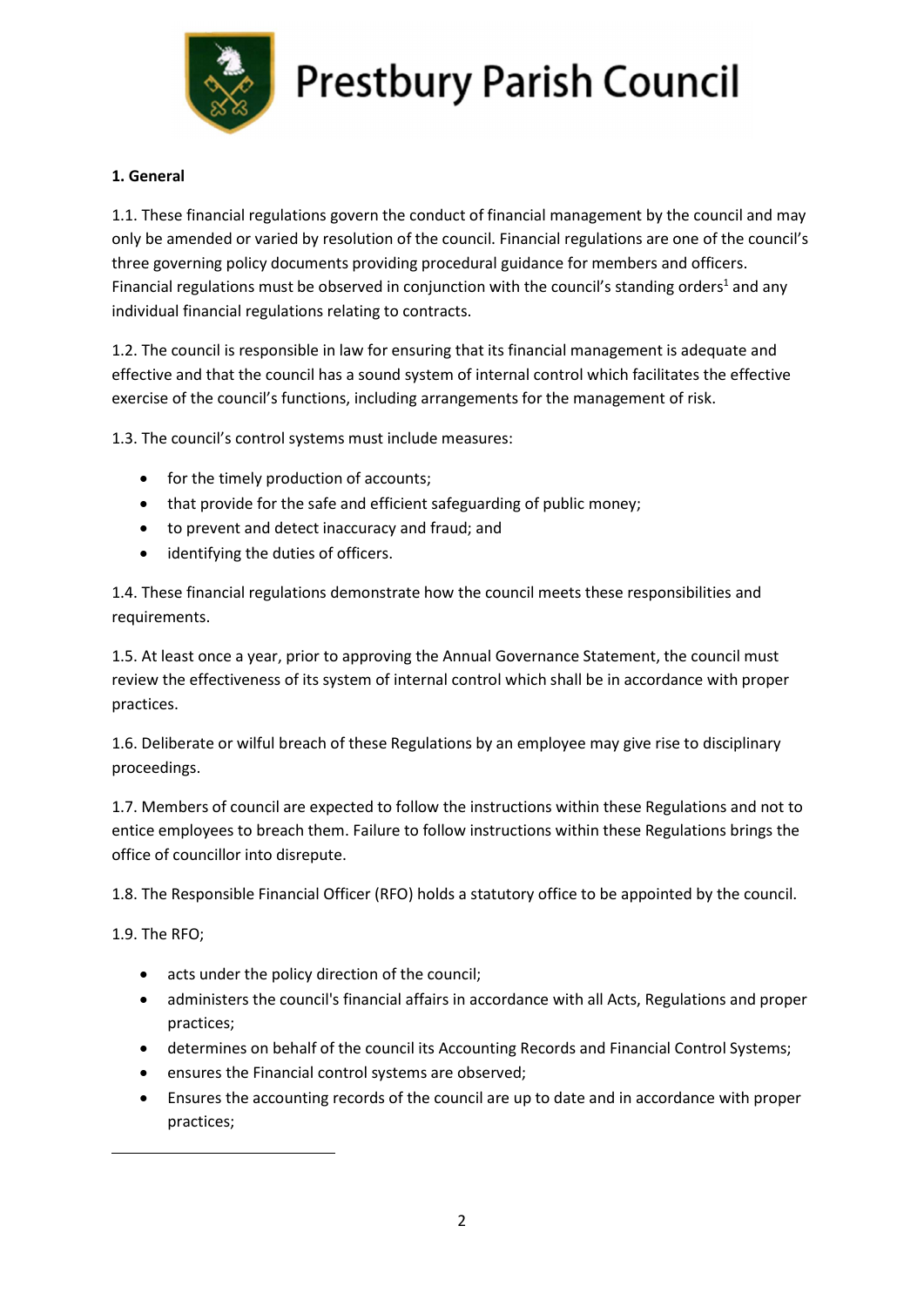**1. General**

1.1. These financial regulations govern the conduct of financial management by the council and may only be amended or varied by resolution of the council. Financial regulations are one of the council's three governing policy documents providing procedural guidance for members and officers. Financial regulations must be observed in conjunction with the council's standing orders[1] and any individual financial regulations relating to contracts.

1.2. The council is responsible in law for ensuring that its financial management is adequate and effective and that the council has a sound system of internal control which facilitates the effective exercise of the council's functions, including arrangements for the management of risk.

1.3. The council's control systems must include measures:

- for the timely production of accounts;
- that provide for the safe and efficient safeguarding of public money;
- to prevent and detect inaccuracy and fraud; and
- identifying the duties of officers.

1.4. These financial regulations demonstrate how the council meets these responsibilities and requirements.

1.5. At least once a year, prior to approving the Annual Governance Statement, the council must review the effectiveness of its system of internal control which shall be in accordance with proper practices.

1.6. Deliberate or wilful breach of these Regulations by an employee may give rise to disciplinary proceedings.

1.7. Members of council are expected to follow the instructions within these Regulations and not to entice employees to breach them. Failure to follow instructions within these Regulations brings the office of councillor into disrepute.

1.8. The Responsible Financial Officer (RFO) holds a statutory office to be appointed by the council.

1.9. The RFO;

- acts under the policy direction of the council;
- administers the council's financial affairs in accordance with all Acts, Regulations and proper practices;
- determines on behalf of the council its Accounting Records and Financial Control Systems;
- ensures the Financial control systems are observed;
- Ensures the accounting records of the council are up to date and in accordance with proper practices;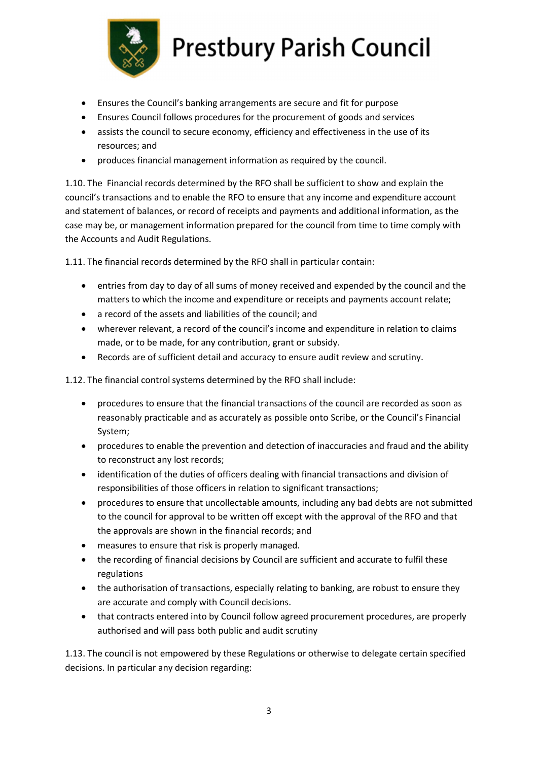- Ensures the Council's banking arrangements are secure and fit for purpose
- Ensures Council follows procedures for the procurement of goods and services
- assists the council to secure economy, efficiency and effectiveness in the use of its resources; and
- produces financial management information as required by the council.

1.10. The Financial records determined by the RFO shall be sufficient to show and explain the council's transactions and to enable the RFO to ensure that any income and expenditure account and statement of balances, or record of receipts and payments and additional information, as the case may be, or management information prepared for the council from time to time comply with the Accounts and Audit Regulations.

1.11. The financial records determined by the RFO shall in particular contain:

- entries from day to day of all sums of money received and expended by the council and the matters to which the income and expenditure or receipts and payments account relate;
- a record of the assets and liabilities of the council; and
- wherever relevant, a record of the council's income and expenditure in relation to claims made, or to be made, for any contribution, grant or subsidy.
- Records are of sufficient detail and accuracy to ensure audit review and scrutiny.

1.12. The financial control systems determined by the RFO shall include:

- procedures to ensure that the financial transactions of the council are recorded as soon as reasonably practicable and as accurately as possible onto Scribe, or the Council's Financial System;
- procedures to enable the prevention and detection of inaccuracies and fraud and the ability to reconstruct any lost records;
- identification of the duties of officers dealing with financial transactions and division of responsibilities of those officers in relation to significant transactions;
- procedures to ensure that uncollectable amounts, including any bad debts are not submitted to the council for approval to be written off except with the approval of the RFO and that the approvals are shown in the financial records; and
- measures to ensure that risk is properly managed.
- the recording of financial decisions by Council are sufficient and accurate to fulfil these regulations
- the authorisation of transactions, especially relating to banking, are robust to ensure they are accurate and comply with Council decisions.
- that contracts entered into by Council follow agreed procurement procedures, are properly authorised and will pass both public and audit scrutiny

1.13. The council is not empowered by these Regulations or otherwise to delegate certain specified decisions. In particular any decision regarding: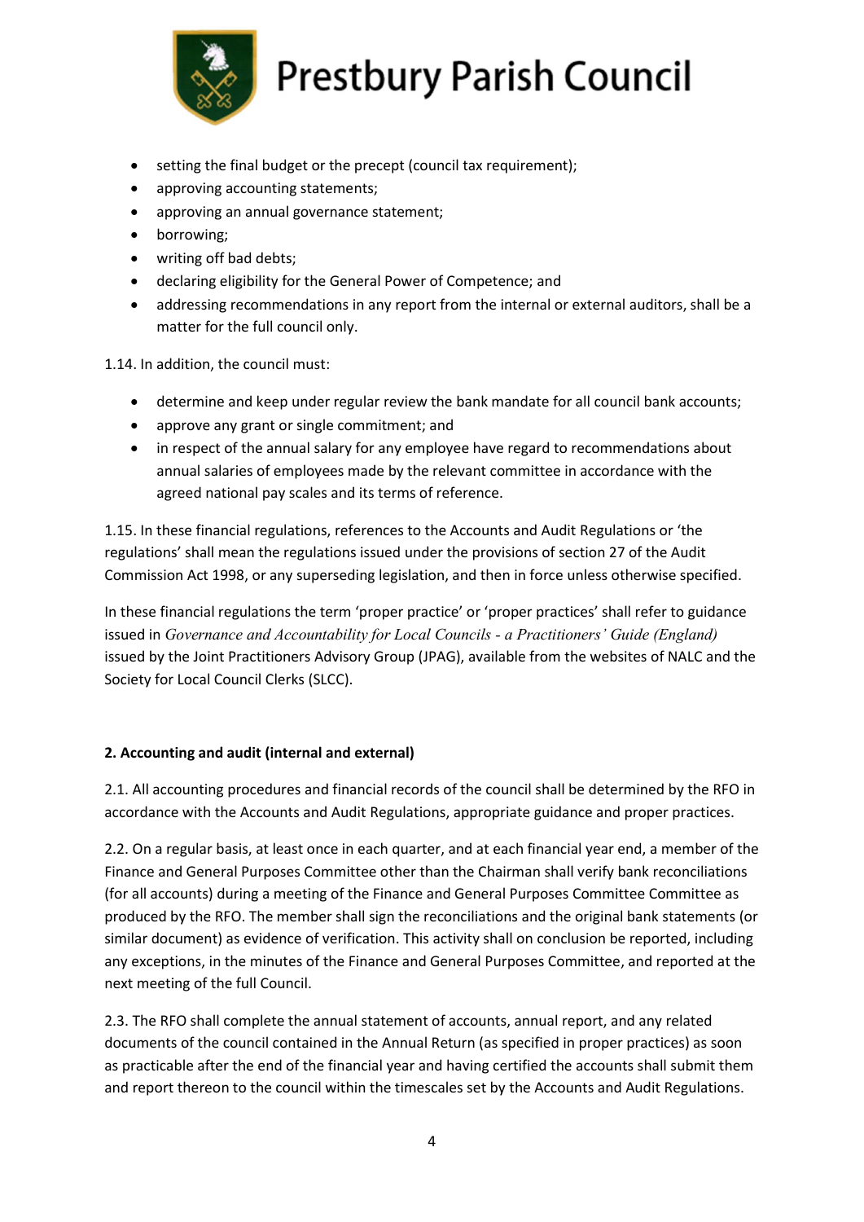- setting the final budget or the precept (council tax requirement);
- approving accounting statements;
- approving an annual governance statement;
- borrowing;
- writing off bad debts;
- declaring eligibility for the General Power of Competence; and
- addressing recommendations in any report from the internal or external auditors, shall be a matter for the full council only.

1.14. In addition, the council must:

- determine and keep under regular review the bank mandate for all council bank accounts;
- approve any grant or single commitment; and
- in respect of the annual salary for any employee have regard to recommendations about annual salaries of employees made by the relevant committee in accordance with the agreed national pay scales and its terms of reference.

1.15. In these financial regulations, references to the Accounts and Audit Regulations or 'the regulations' shall mean the regulations issued under the provisions of section 27 of the Audit Commission Act 1998, or any superseding legislation, and then in force unless otherwise specified.

In these financial regulations the term 'proper practice' or 'proper practices' shall refer to guidance issued in *Governance and Accountability for Local Councils - a Practitioners' Guide (England)* issued by the Joint Practitioners Advisory Group (JPAG), available from the websites of NALC and the Society for Local Council Clerks (SLCC).

**2. Accounting and audit (internal and external)**

2.1. All accounting procedures and financial records of the council shall be determined by the RFO in accordance with the Accounts and Audit Regulations, appropriate guidance and proper practices.

2.2. On a regular basis, at least once in each quarter, and at each financial year end, a member of the Finance and General Purposes Committee other than the Chairman shall verify bank reconciliations (for all accounts) during a meeting of the Finance and General Purposes Committee Committee as produced by the RFO. The member shall sign the reconciliations and the original bank statements (or similar document) as evidence of verification. This activity shall on conclusion be reported, including any exceptions, in the minutes of the Finance and General Purposes Committee, and reported at the next meeting of the full Council.

2.3. The RFO shall complete the annual statement of accounts, annual report, and any related documents of the council contained in the Annual Return (as specified in proper practices) as soon as practicable after the end of the financial year and having certified the accounts shall submit them and report thereon to the council within the timescales set by the Accounts and Audit Regulations.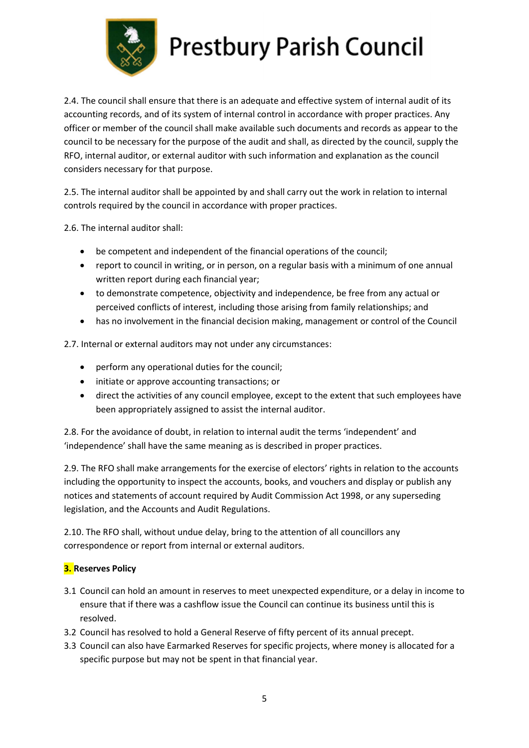2.4. The council shall ensure that there is an adequate and effective system of internal audit of its accounting records, and of its system of internal control in accordance with proper practices. Any officer or member of the council shall make available such documents and records as appear to the council to be necessary for the purpose of the audit and shall, as directed by the council, supply the RFO, internal auditor, or external auditor with such information and explanation as the council considers necessary for that purpose.

2.5. The internal auditor shall be appointed by and shall carry out the work in relation to internal controls required by the council in accordance with proper practices.

2.6. The internal auditor shall:

- be competent and independent of the financial operations of the council;
- report to council in writing, or in person, on a regular basis with a minimum of one annual written report during each financial year;
- to demonstrate competence, objectivity and independence, be free from any actual or perceived conflicts of interest, including those arising from family relationships; and
- has no involvement in the financial decision making, management or control of the Council

2.7. Internal or external auditors may not under any circumstances:

- perform any operational duties for the council;
- initiate or approve accounting transactions; or
- direct the activities of any council employee, except to the extent that such employees have been appropriately assigned to assist the internal auditor.

2.8. For the avoidance of doubt, in relation to internal audit the terms 'independent' and 'independence' shall have the same meaning as is described in proper practices.

2.9. The RFO shall make arrangements for the exercise of electors' rights in relation to the accounts including the opportunity to inspect the accounts, books, and vouchers and display or publish any notices and statements of account required by Audit Commission Act 1998, or any superseding legislation, and the Accounts and Audit Regulations.

2.10. The RFO shall, without undue delay, bring to the attention of all councillors any correspondence or report from internal or external auditors.

**3. Reserves Policy**

3.1 Council can hold an amount in reserves to meet unexpected expenditure, or a delay in income to ensure that if there was a cashflow issue the Council can continue its business until this is resolved.

3.2 Council has resolved to hold a General Reserve of fifty percent of its annual precept.

3.3 Council can also have Earmarked Reserves for specific projects, where money is allocated for a specific purpose but may not be spent in that financial year.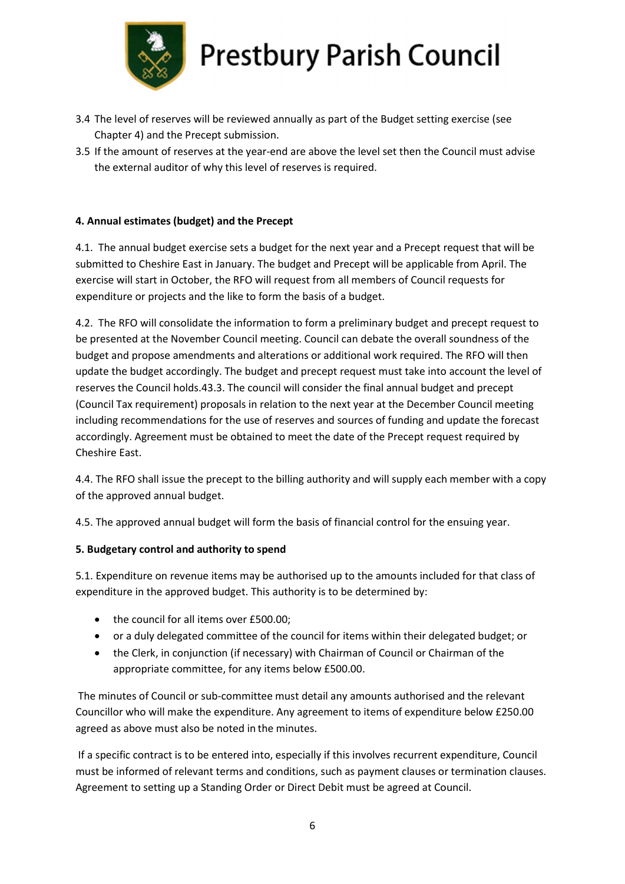3.4 The level of reserves will be reviewed annually as part of the Budget setting exercise (see Chapter 4) and the Precept submission.

3.5 If the amount of reserves at the year-end are above the level set then the Council must advise the external auditor of why this level of reserves is required.

**4. Annual estimates (budget) and the Precept**

4.1. The annual budget exercise sets a budget for the next year and a Precept request that will be submitted to Cheshire East in January. The budget and Precept will be applicable from April. The exercise will start in October, the RFO will request from all members of Council requests for expenditure or projects and the like to form the basis of a budget.

4.2. The RFO will consolidate the information to form a preliminary budget and precept request to be presented at the November Council meeting. Council can debate the overall soundness of the budget and propose amendments and alterations or additional work required. The RFO will then update the budget accordingly. The budget and precept request must take into account the level of reserves the Council holds.43.3. The council will consider the final annual budget and precept (Council Tax requirement) proposals in relation to the next year at the December Council meeting including recommendations for the use of reserves and sources of funding and update the forecast accordingly. Agreement must be obtained to meet the date of the Precept request required by Cheshire East.

4.4. The RFO shall issue the precept to the billing authority and will supply each member with a copy of the approved annual budget.

4.5. The approved annual budget will form the basis of financial control for the ensuing year.

**5. Budgetary control and authority to spend**

5.1. Expenditure on revenue items may be authorised up to the amounts included for that class of expenditure in the approved budget. This authority is to be determined by:

- the council for all items over £500.00;
- or a duly delegated committee of the council for items within their delegated budget; or
- the Clerk, in conjunction (if necessary) with Chairman of Council or Chairman of the appropriate committee, for any items below £500.00.

The minutes of Council or sub-committee must detail any amounts authorised and the relevant Councillor who will make the expenditure. Any agreement to items of expenditure below £250.00 agreed as above must also be noted in the minutes.

If a specific contract is to be entered into, especially if this involves recurrent expenditure, Council must be informed of relevant terms and conditions, such as payment clauses or termination clauses. Agreement to setting up a Standing Order or Direct Debit must be agreed at Council.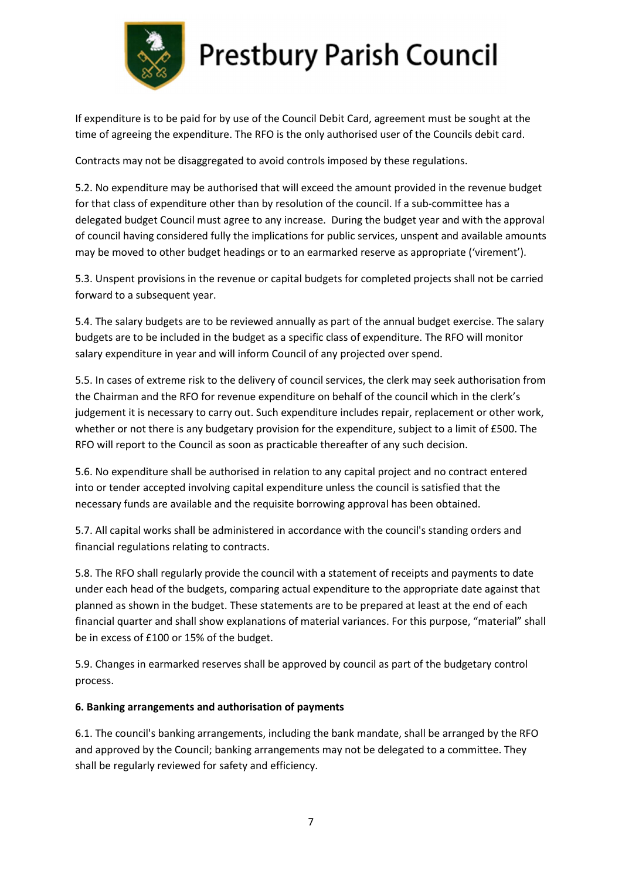If expenditure is to be paid for by use of the Council Debit Card, agreement must be sought at the time of agreeing the expenditure. The RFO is the only authorised user of the Councils debit card.

Contracts may not be disaggregated to avoid controls imposed by these regulations.

5.2. No expenditure may be authorised that will exceed the amount provided in the revenue budget for that class of expenditure other than by resolution of the council. If a sub-committee has a delegated budget Council must agree to any increase. During the budget year and with the approval of council having considered fully the implications for public services, unspent and available amounts may be moved to other budget headings or to an earmarked reserve as appropriate ('virement').

5.3. Unspent provisions in the revenue or capital budgets for completed projects shall not be carried forward to a subsequent year.

5.4. The salary budgets are to be reviewed annually as part of the annual budget exercise. The salary budgets are to be included in the budget as a specific class of expenditure. The RFO will monitor salary expenditure in year and will inform Council of any projected over spend.

5.5. In cases of extreme risk to the delivery of council services, the clerk may seek authorisation from the Chairman and the RFO for revenue expenditure on behalf of the council which in the clerk's judgement it is necessary to carry out. Such expenditure includes repair, replacement or other work, whether or not there is any budgetary provision for the expenditure, subject to a limit of £500. The RFO will report to the Council as soon as practicable thereafter of any such decision.

5.6. No expenditure shall be authorised in relation to any capital project and no contract entered into or tender accepted involving capital expenditure unless the council is satisfied that the necessary funds are available and the requisite borrowing approval has been obtained.

5.7. All capital works shall be administered in accordance with the council's standing orders and financial regulations relating to contracts.

5.8. The RFO shall regularly provide the council with a statement of receipts and payments to date under each head of the budgets, comparing actual expenditure to the appropriate date against that planned as shown in the budget. These statements are to be prepared at least at the end of each financial quarter and shall show explanations of material variances. For this purpose, "material" shall be in excess of £100 or 15% of the budget.

5.9. Changes in earmarked reserves shall be approved by council as part of the budgetary control process.

**6. Banking arrangements and authorisation of payments**

6.1. The council's banking arrangements, including the bank mandate, shall be arranged by the RFO and approved by the Council; banking arrangements may not be delegated to a committee. They shall be regularly reviewed for safety and efficiency.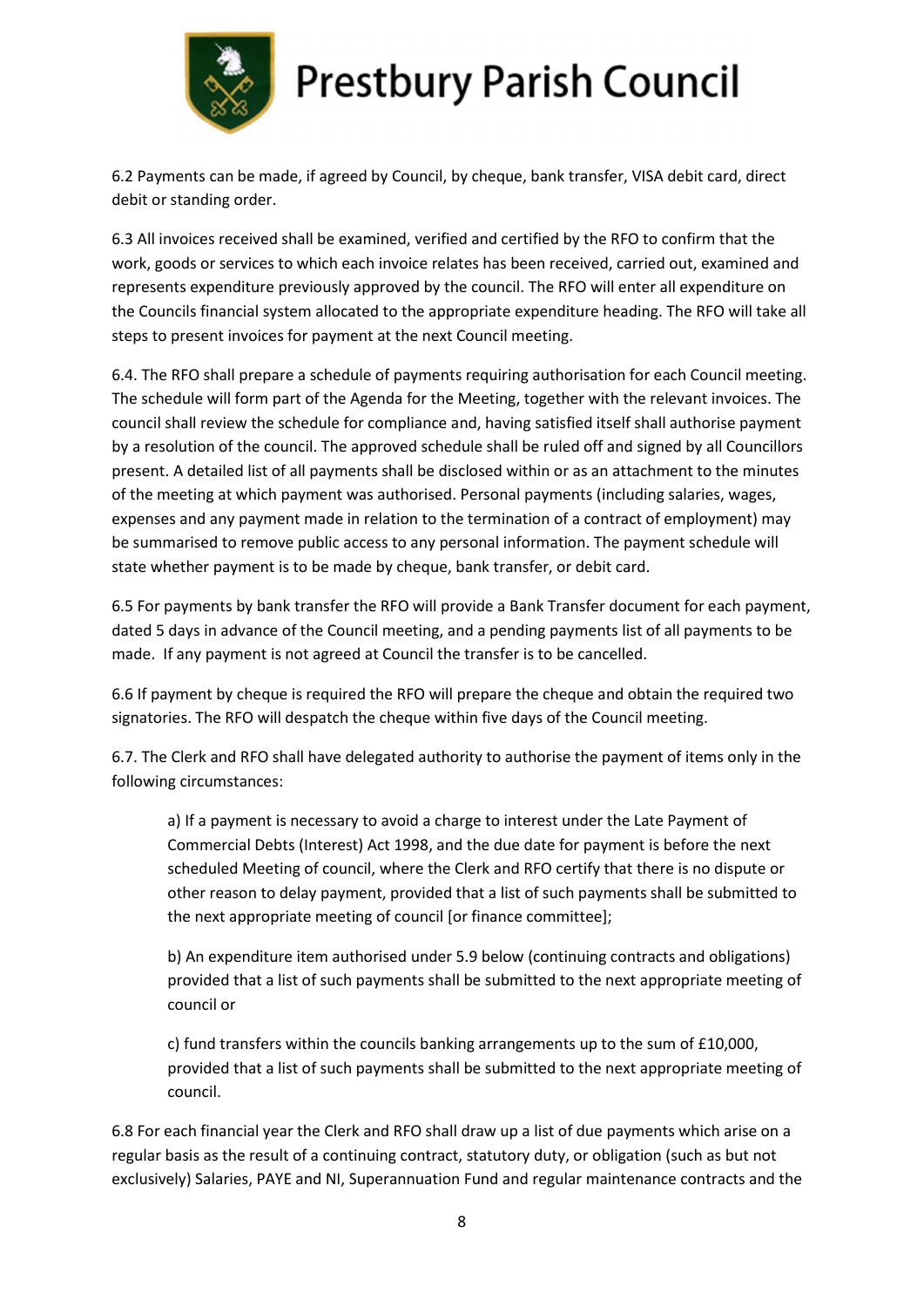6.2 Payments can be made, if agreed by Council, by cheque, bank transfer, VISA debit card, direct debit or standing order.

6.3 All invoices received shall be examined, verified and certified by the RFO to confirm that the work, goods or services to which each invoice relates has been received, carried out, examined and represents expenditure previously approved by the council. The RFO will enter all expenditure on the Councils financial system allocated to the appropriate expenditure heading. The RFO will take all steps to present invoices for payment at the next Council meeting.

6.4. The RFO shall prepare a schedule of payments requiring authorisation for each Council meeting. The schedule will form part of the Agenda for the Meeting, together with the relevant invoices. The council shall review the schedule for compliance and, having satisfied itself shall authorise payment by a resolution of the council. The approved schedule shall be ruled off and signed by all Councillors present. A detailed list of all payments shall be disclosed within or as an attachment to the minutes of the meeting at which payment was authorised. Personal payments (including salaries, wages, expenses and any payment made in relation to the termination of a contract of employment) may be summarised to remove public access to any personal information. The payment schedule will state whether payment is to be made by cheque, bank transfer, or debit card.

6.5 For payments by bank transfer the RFO will provide a Bank Transfer document for each payment, dated 5 days in advance of the Council meeting, and a pending payments list of all payments to be made. If any payment is not agreed at Council the transfer is to be cancelled.

6.6 If payment by cheque is required the RFO will prepare the cheque and obtain the required two signatories. The RFO will despatch the cheque within five days of the Council meeting.

6.7. The Clerk and RFO shall have delegated authority to authorise the payment of items only in the following circumstances:

> a) If a payment is necessary to avoid a charge to interest under the Late Payment of Commercial Debts (Interest) Act 1998, and the due date for payment is before the next scheduled Meeting of council, where the Clerk and RFO certify that there is no dispute or other reason to delay payment, provided that a list of such payments shall be submitted to the next appropriate meeting of council [or finance committee];
>
> b) An expenditure item authorised under 5.9 below (continuing contracts and obligations) provided that a list of such payments shall be submitted to the next appropriate meeting of council or
>
> c) fund transfers within the councils banking arrangements up to the sum of £10,000, provided that a list of such payments shall be submitted to the next appropriate meeting of council.

6.8 For each financial year the Clerk and RFO shall draw up a list of due payments which arise on a regular basis as the result of a continuing contract, statutory duty, or obligation (such as but not exclusively) Salaries, PAYE and NI, Superannuation Fund and regular maintenance contracts and the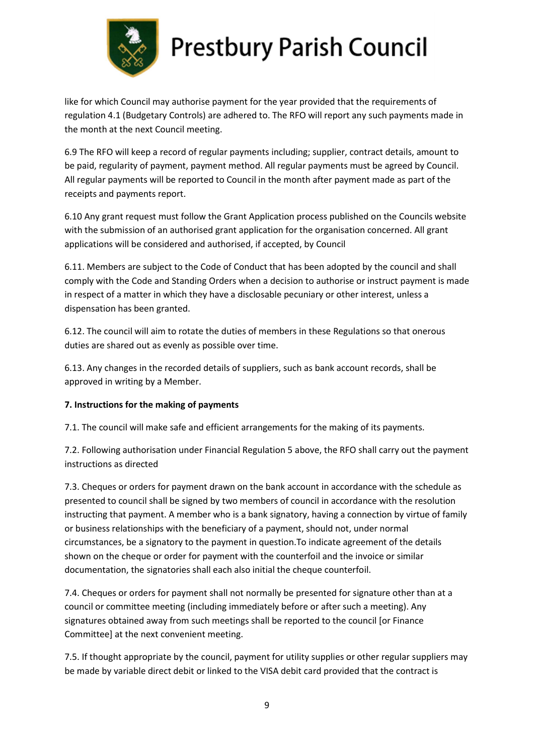like for which Council may authorise payment for the year provided that the requirements of regulation 4.1 (Budgetary Controls) are adhered to. The RFO will report any such payments made in the month at the next Council meeting.

6.9 The RFO will keep a record of regular payments including; supplier, contract details, amount to be paid, regularity of payment, payment method. All regular payments must be agreed by Council. All regular payments will be reported to Council in the month after payment made as part of the receipts and payments report.

6.10 Any grant request must follow the Grant Application process published on the Councils website with the submission of an authorised grant application for the organisation concerned. All grant applications will be considered and authorised, if accepted, by Council

6.11. Members are subject to the Code of Conduct that has been adopted by the council and shall comply with the Code and Standing Orders when a decision to authorise or instruct payment is made in respect of a matter in which they have a disclosable pecuniary or other interest, unless a dispensation has been granted.

6.12. The council will aim to rotate the duties of members in these Regulations so that onerous duties are shared out as evenly as possible over time.

6.13. Any changes in the recorded details of suppliers, such as bank account records, shall be approved in writing by a Member.

**7. Instructions for the making of payments**

7.1. The council will make safe and efficient arrangements for the making of its payments.

7.2. Following authorisation under Financial Regulation 5 above, the RFO shall carry out the payment instructions as directed

7.3. Cheques or orders for payment drawn on the bank account in accordance with the schedule as presented to council shall be signed by two members of council in accordance with the resolution instructing that payment. A member who is a bank signatory, having a connection by virtue of family or business relationships with the beneficiary of a payment, should not, under normal circumstances, be a signatory to the payment in question.To indicate agreement of the details shown on the cheque or order for payment with the counterfoil and the invoice or similar documentation, the signatories shall each also initial the cheque counterfoil.

7.4. Cheques or orders for payment shall not normally be presented for signature other than at a council or committee meeting (including immediately before or after such a meeting). Any signatures obtained away from such meetings shall be reported to the council [or Finance Committee] at the next convenient meeting.

7.5. If thought appropriate by the council, payment for utility supplies or other regular suppliers may be made by variable direct debit or linked to the VISA debit card provided that the contract is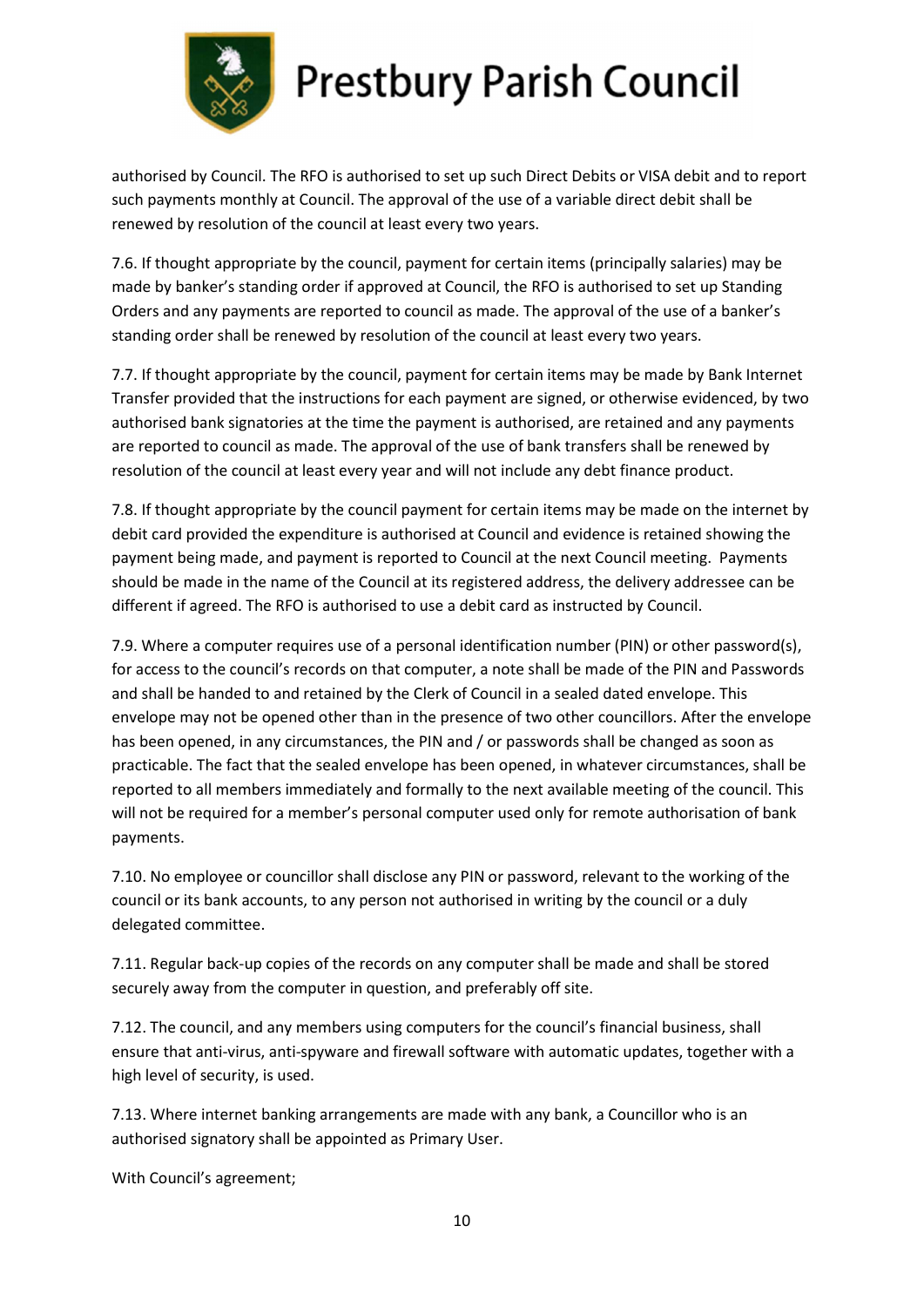authorised by Council. The RFO is authorised to set up such Direct Debits or VISA debit and to report such payments monthly at Council. The approval of the use of a variable direct debit shall be renewed by resolution of the council at least every two years.

7.6. If thought appropriate by the council, payment for certain items (principally salaries) may be made by banker's standing order if approved at Council, the RFO is authorised to set up Standing Orders and any payments are reported to council as made. The approval of the use of a banker's standing order shall be renewed by resolution of the council at least every two years.

7.7. If thought appropriate by the council, payment for certain items may be made by Bank Internet Transfer provided that the instructions for each payment are signed, or otherwise evidenced, by two authorised bank signatories at the time the payment is authorised, are retained and any payments are reported to council as made. The approval of the use of bank transfers shall be renewed by resolution of the council at least every year and will not include any debt finance product.

7.8. If thought appropriate by the council payment for certain items may be made on the internet by debit card provided the expenditure is authorised at Council and evidence is retained showing the payment being made, and payment is reported to Council at the next Council meeting. Payments should be made in the name of the Council at its registered address, the delivery addressee can be different if agreed. The RFO is authorised to use a debit card as instructed by Council.

7.9. Where a computer requires use of a personal identification number (PIN) or other password(s), for access to the council's records on that computer, a note shall be made of the PIN and Passwords and shall be handed to and retained by the Clerk of Council in a sealed dated envelope. This envelope may not be opened other than in the presence of two other councillors. After the envelope has been opened, in any circumstances, the PIN and / or passwords shall be changed as soon as practicable. The fact that the sealed envelope has been opened, in whatever circumstances, shall be reported to all members immediately and formally to the next available meeting of the council. This will not be required for a member's personal computer used only for remote authorisation of bank payments.

7.10. No employee or councillor shall disclose any PIN or password, relevant to the working of the council or its bank accounts, to any person not authorised in writing by the council or a duly delegated committee.

7.11. Regular back-up copies of the records on any computer shall be made and shall be stored securely away from the computer in question, and preferably off site.

7.12. The council, and any members using computers for the council's financial business, shall ensure that anti-virus, anti-spyware and firewall software with automatic updates, together with a high level of security, is used.

7.13. Where internet banking arrangements are made with any bank, a Councillor who is an authorised signatory shall be appointed as Primary User.

With Council's agreement;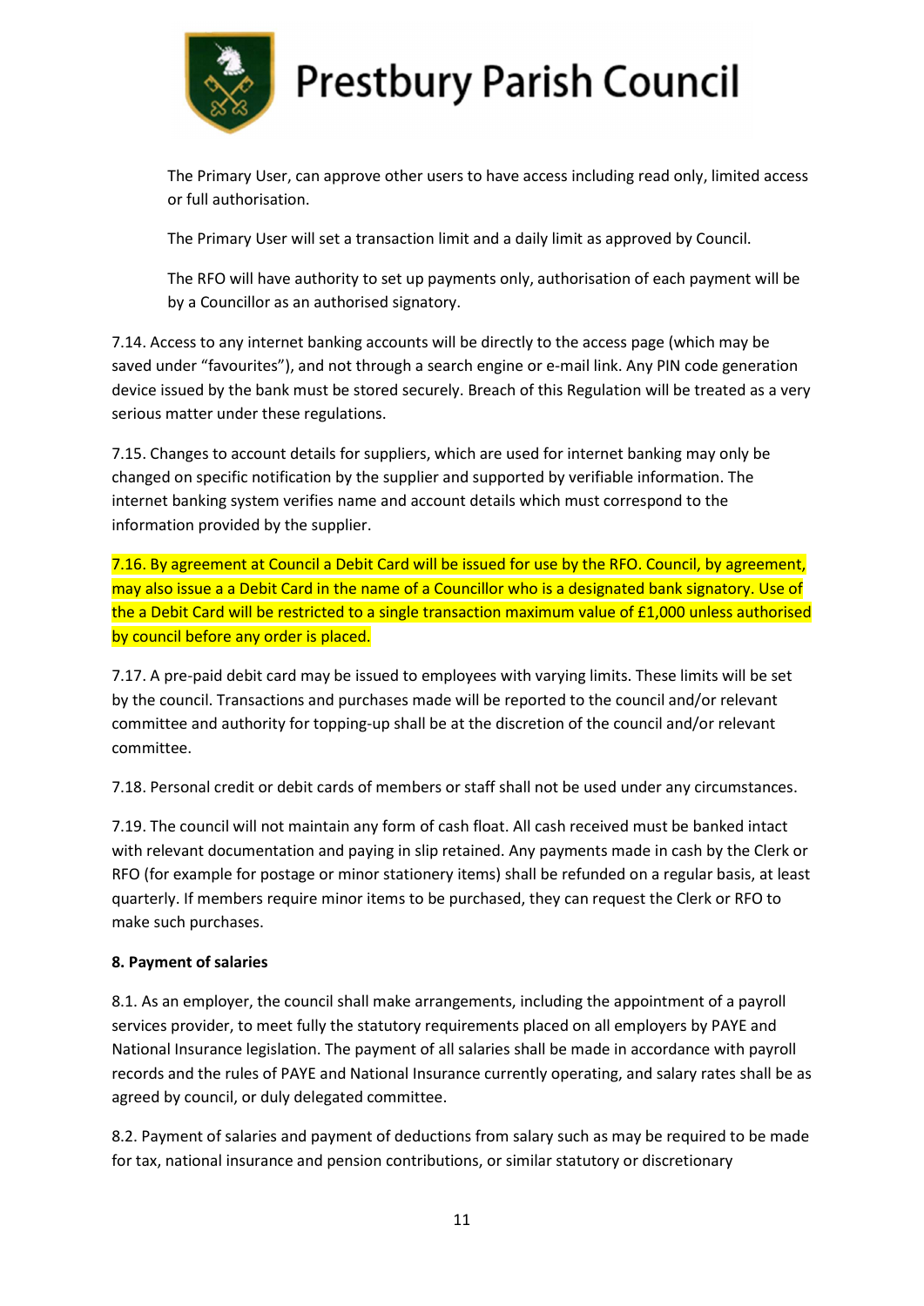The Primary User, can approve other users to have access including read only, limited access or full authorisation.

The Primary User will set a transaction limit and a daily limit as approved by Council.

The RFO will have authority to set up payments only, authorisation of each payment will be by a Councillor as an authorised signatory.

7.14. Access to any internet banking accounts will be directly to the access page (which may be saved under "favourites"), and not through a search engine or e-mail link. Any PIN code generation device issued by the bank must be stored securely. Breach of this Regulation will be treated as a very serious matter under these regulations.

7.15. Changes to account details for suppliers, which are used for internet banking may only be changed on specific notification by the supplier and supported by verifiable information. The internet banking system verifies name and account details which must correspond to the information provided by the supplier.

7.16. By agreement at Council a Debit Card will be issued for use by the RFO. Council, by agreement, may also issue a a Debit Card in the name of a Councillor who is a designated bank signatory. Use of the a Debit Card will be restricted to a single transaction maximum value of £1,000 unless authorised by council before any order is placed.

7.17. A pre-paid debit card may be issued to employees with varying limits. These limits will be set by the council. Transactions and purchases made will be reported to the council and/or relevant committee and authority for topping-up shall be at the discretion of the council and/or relevant committee.

7.18. Personal credit or debit cards of members or staff shall not be used under any circumstances.

7.19. The council will not maintain any form of cash float. All cash received must be banked intact with relevant documentation and paying in slip retained. Any payments made in cash by the Clerk or RFO (for example for postage or minor stationery items) shall be refunded on a regular basis, at least quarterly. If members require minor items to be purchased, they can request the Clerk or RFO to make such purchases.

**8. Payment of salaries**

8.1. As an employer, the council shall make arrangements, including the appointment of a payroll services provider, to meet fully the statutory requirements placed on all employers by PAYE and National Insurance legislation. The payment of all salaries shall be made in accordance with payroll records and the rules of PAYE and National Insurance currently operating, and salary rates shall be as agreed by council, or duly delegated committee.

8.2. Payment of salaries and payment of deductions from salary such as may be required to be made for tax, national insurance and pension contributions, or similar statutory or discretionary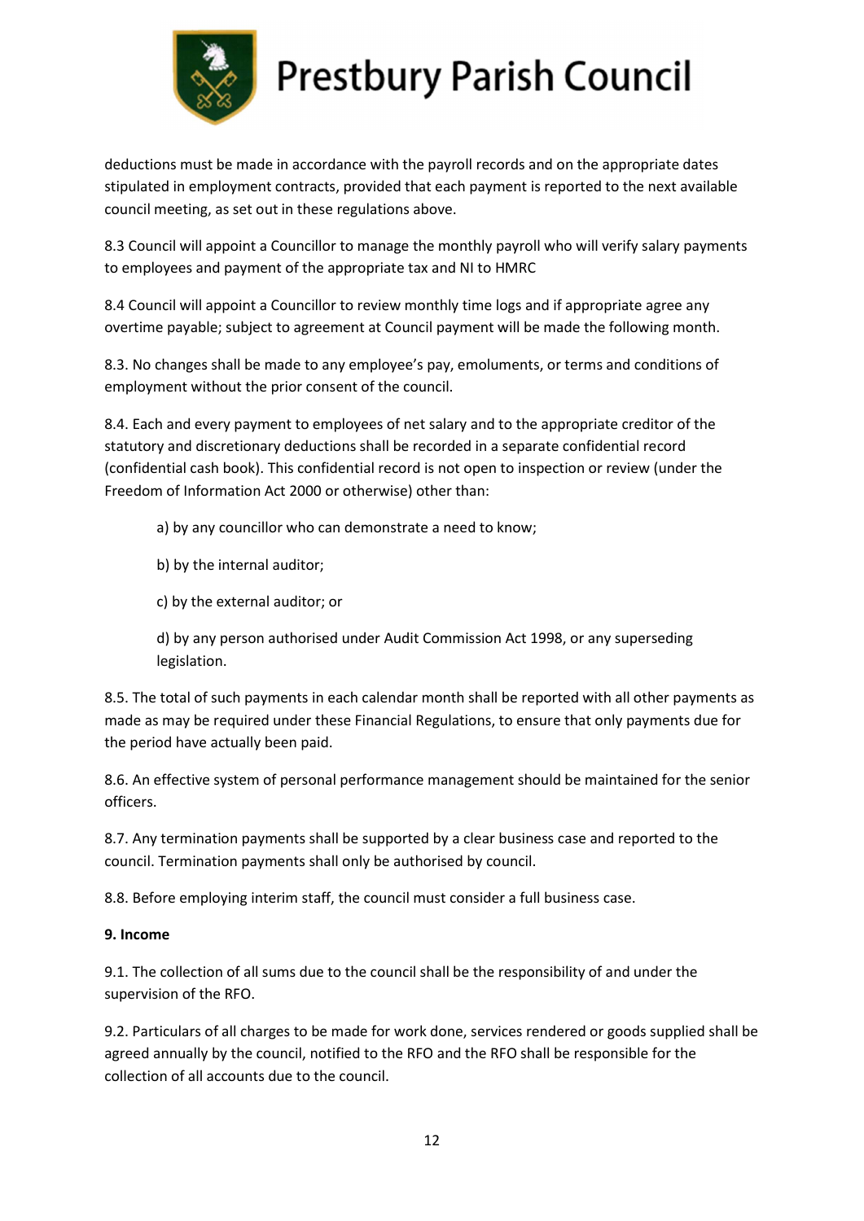deductions must be made in accordance with the payroll records and on the appropriate dates stipulated in employment contracts, provided that each payment is reported to the next available council meeting, as set out in these regulations above.

8.3 Council will appoint a Councillor to manage the monthly payroll who will verify salary payments to employees and payment of the appropriate tax and NI to HMRC

8.4 Council will appoint a Councillor to review monthly time logs and if appropriate agree any overtime payable; subject to agreement at Council payment will be made the following month.

8.3. No changes shall be made to any employee's pay, emoluments, or terms and conditions of employment without the prior consent of the council.

8.4. Each and every payment to employees of net salary and to the appropriate creditor of the statutory and discretionary deductions shall be recorded in a separate confidential record (confidential cash book). This confidential record is not open to inspection or review (under the Freedom of Information Act 2000 or otherwise) other than:

a) by any councillor who can demonstrate a need to know;

b) by the internal auditor;

c) by the external auditor; or

d) by any person authorised under Audit Commission Act 1998, or any superseding legislation.

8.5. The total of such payments in each calendar month shall be reported with all other payments as made as may be required under these Financial Regulations, to ensure that only payments due for the period have actually been paid.

8.6. An effective system of personal performance management should be maintained for the senior officers.

8.7. Any termination payments shall be supported by a clear business case and reported to the council. Termination payments shall only be authorised by council.

8.8. Before employing interim staff, the council must consider a full business case.

**9. Income**

9.1. The collection of all sums due to the council shall be the responsibility of and under the supervision of the RFO.

9.2. Particulars of all charges to be made for work done, services rendered or goods supplied shall be agreed annually by the council, notified to the RFO and the RFO shall be responsible for the collection of all accounts due to the council.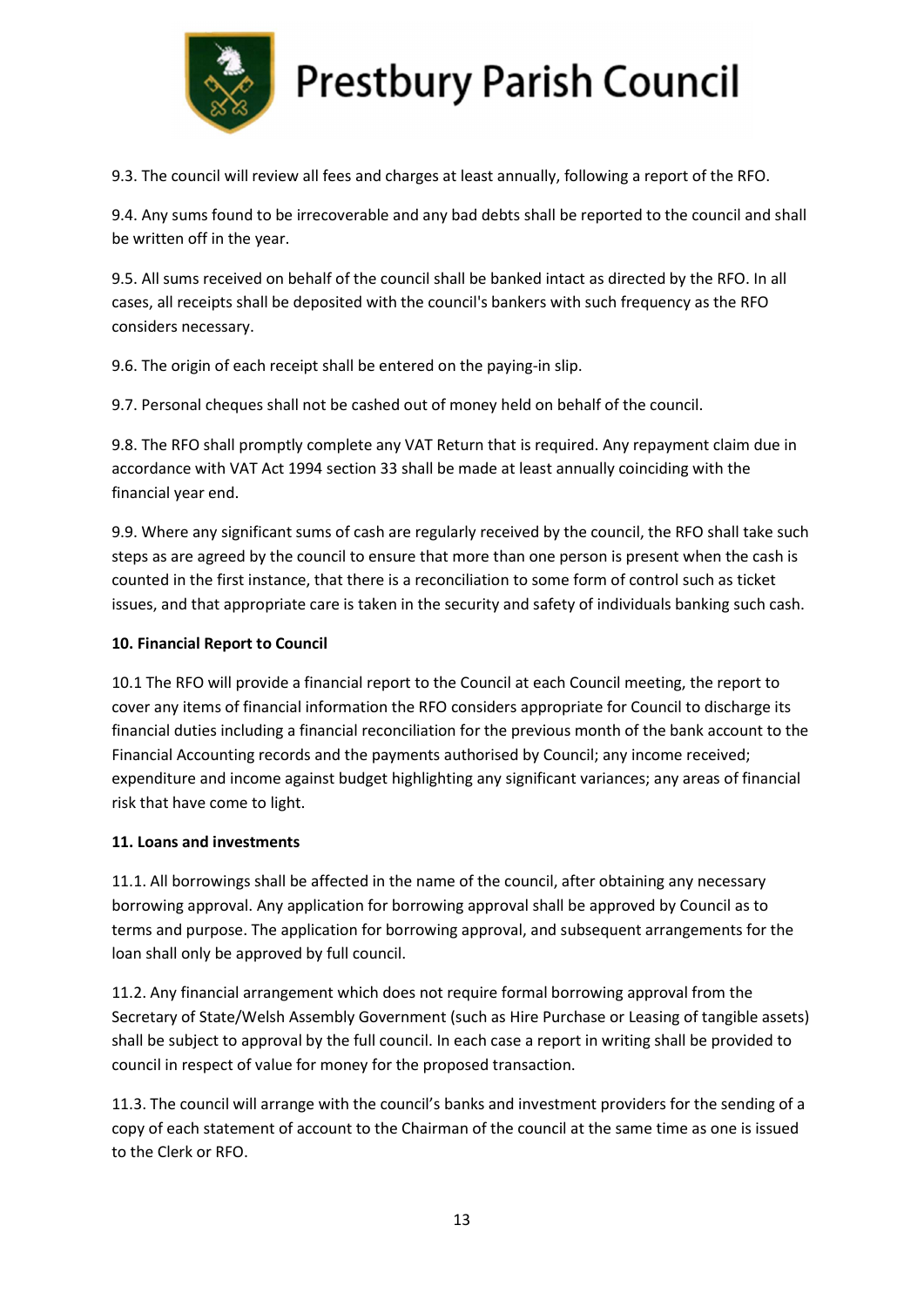9.3. The council will review all fees and charges at least annually, following a report of the RFO.

9.4. Any sums found to be irrecoverable and any bad debts shall be reported to the council and shall be written off in the year.

9.5. All sums received on behalf of the council shall be banked intact as directed by the RFO. In all cases, all receipts shall be deposited with the council's bankers with such frequency as the RFO considers necessary.

9.6. The origin of each receipt shall be entered on the paying-in slip.

9.7. Personal cheques shall not be cashed out of money held on behalf of the council.

9.8. The RFO shall promptly complete any VAT Return that is required. Any repayment claim due in accordance with VAT Act 1994 section 33 shall be made at least annually coinciding with the financial year end.

9.9. Where any significant sums of cash are regularly received by the council, the RFO shall take such steps as are agreed by the council to ensure that more than one person is present when the cash is counted in the first instance, that there is a reconciliation to some form of control such as ticket issues, and that appropriate care is taken in the security and safety of individuals banking such cash.

**10. Financial Report to Council**

10.1 The RFO will provide a financial report to the Council at each Council meeting, the report to cover any items of financial information the RFO considers appropriate for Council to discharge its financial duties including a financial reconciliation for the previous month of the bank account to the Financial Accounting records and the payments authorised by Council; any income received; expenditure and income against budget highlighting any significant variances; any areas of financial risk that have come to light.

**11. Loans and investments**

11.1. All borrowings shall be affected in the name of the council, after obtaining any necessary borrowing approval. Any application for borrowing approval shall be approved by Council as to terms and purpose. The application for borrowing approval, and subsequent arrangements for the loan shall only be approved by full council.

11.2. Any financial arrangement which does not require formal borrowing approval from the Secretary of State/Welsh Assembly Government (such as Hire Purchase or Leasing of tangible assets) shall be subject to approval by the full council. In each case a report in writing shall be provided to council in respect of value for money for the proposed transaction.

11.3. The council will arrange with the council's banks and investment providers for the sending of a copy of each statement of account to the Chairman of the council at the same time as one is issued to the Clerk or RFO.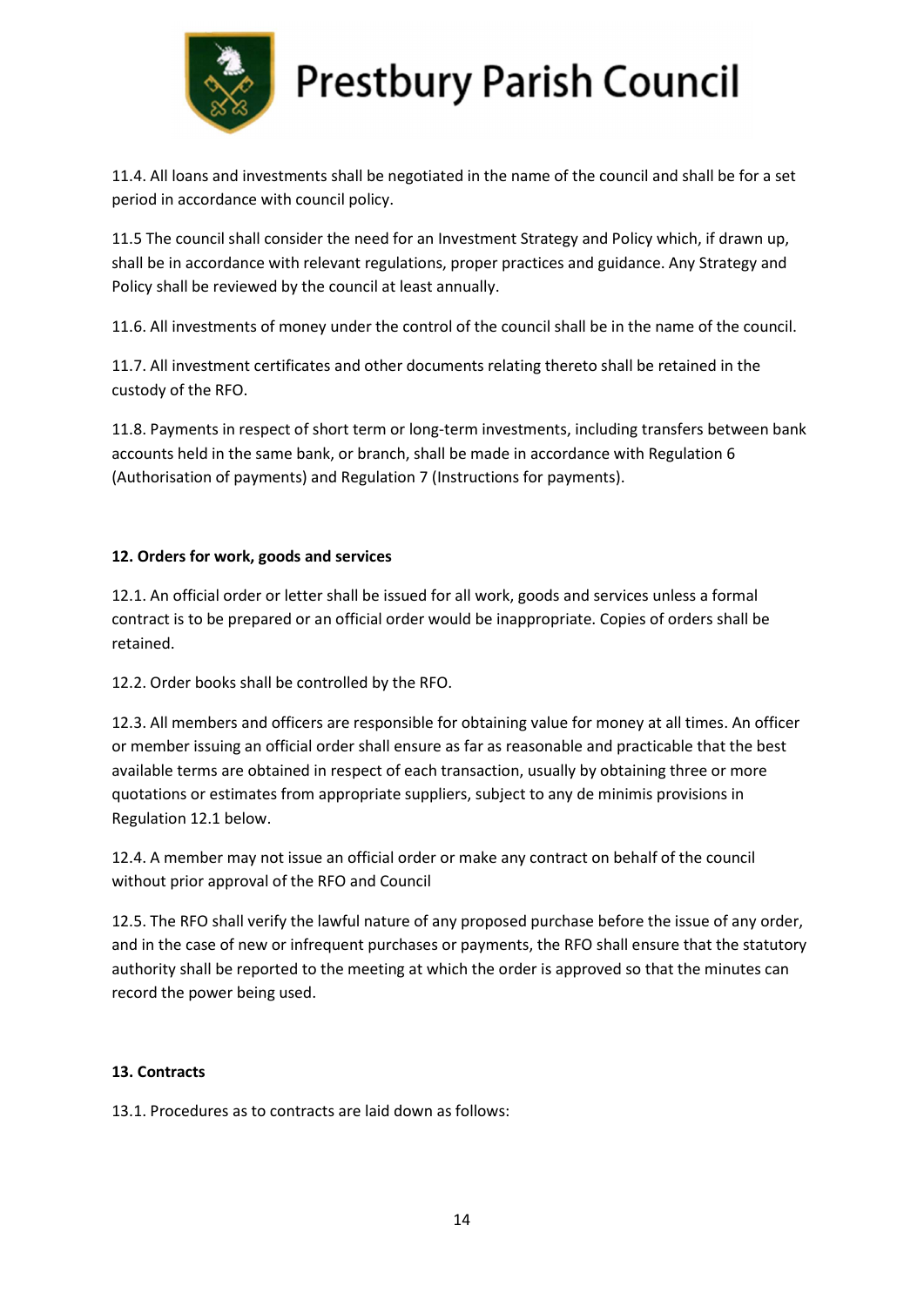11.4. All loans and investments shall be negotiated in the name of the council and shall be for a set period in accordance with council policy.

11.5 The council shall consider the need for an Investment Strategy and Policy which, if drawn up, shall be in accordance with relevant regulations, proper practices and guidance. Any Strategy and Policy shall be reviewed by the council at least annually.

11.6. All investments of money under the control of the council shall be in the name of the council.

11.7. All investment certificates and other documents relating thereto shall be retained in the custody of the RFO.

11.8. Payments in respect of short term or long-term investments, including transfers between bank accounts held in the same bank, or branch, shall be made in accordance with Regulation 6 (Authorisation of payments) and Regulation 7 (Instructions for payments).

**12. Orders for work, goods and services**

12.1. An official order or letter shall be issued for all work, goods and services unless a formal contract is to be prepared or an official order would be inappropriate. Copies of orders shall be retained.

12.2. Order books shall be controlled by the RFO.

12.3. All members and officers are responsible for obtaining value for money at all times. An officer or member issuing an official order shall ensure as far as reasonable and practicable that the best available terms are obtained in respect of each transaction, usually by obtaining three or more quotations or estimates from appropriate suppliers, subject to any de minimis provisions in Regulation 12.1 below.

12.4. A member may not issue an official order or make any contract on behalf of the council without prior approval of the RFO and Council

12.5. The RFO shall verify the lawful nature of any proposed purchase before the issue of any order, and in the case of new or infrequent purchases or payments, the RFO shall ensure that the statutory authority shall be reported to the meeting at which the order is approved so that the minutes can record the power being used.

**13. Contracts**

13.1. Procedures as to contracts are laid down as follows: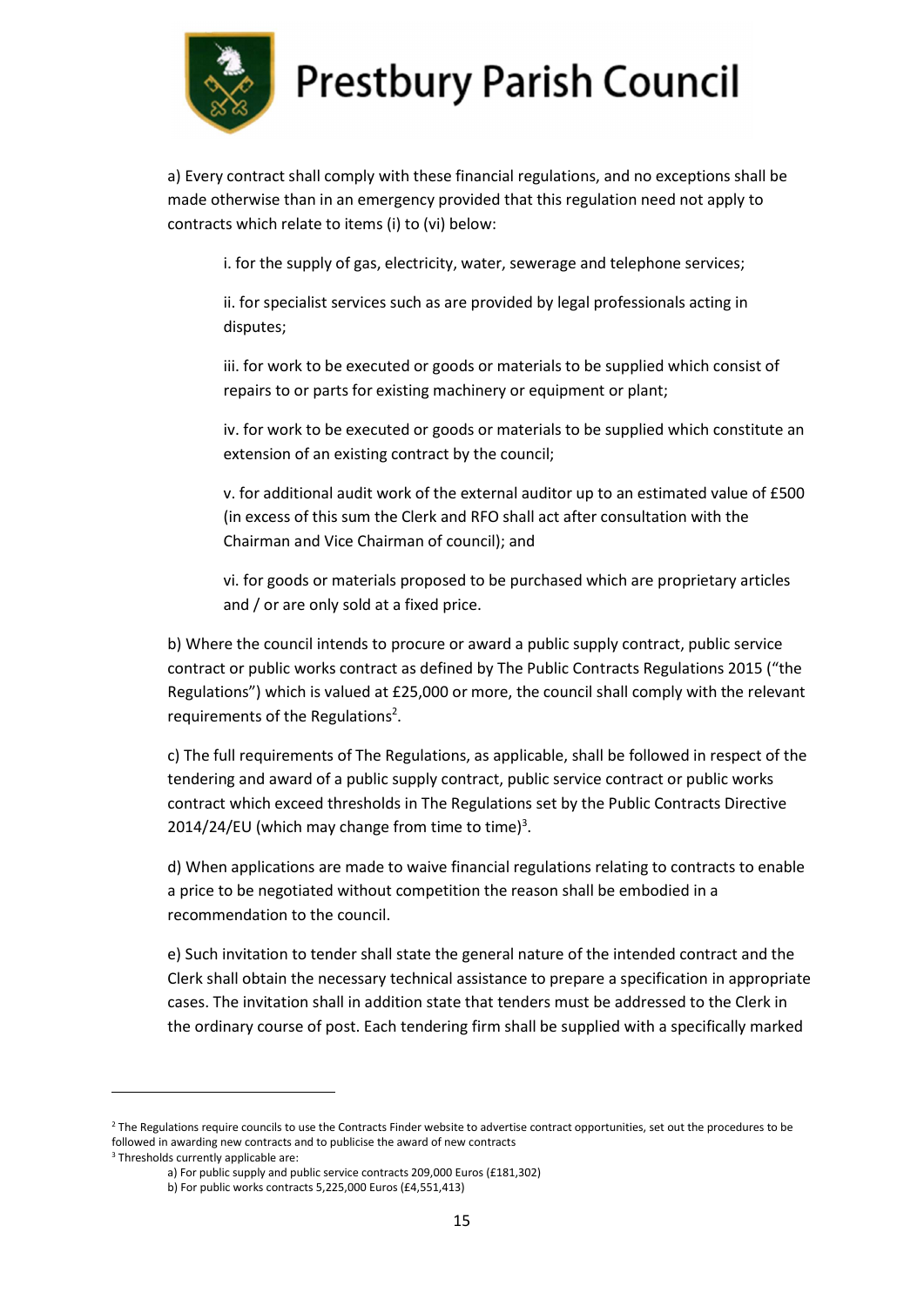a) Every contract shall comply with these financial regulations, and no exceptions shall be made otherwise than in an emergency provided that this regulation need not apply to contracts which relate to items (i) to (vi) below:

i. for the supply of gas, electricity, water, sewerage and telephone services;

ii. for specialist services such as are provided by legal professionals acting in disputes;

iii. for work to be executed or goods or materials to be supplied which consist of repairs to or parts for existing machinery or equipment or plant;

iv. for work to be executed or goods or materials to be supplied which constitute an extension of an existing contract by the council;

v. for additional audit work of the external auditor up to an estimated value of £500 (in excess of this sum the Clerk and RFO shall act after consultation with the Chairman and Vice Chairman of council); and

vi. for goods or materials proposed to be purchased which are proprietary articles and / or are only sold at a fixed price.

b) Where the council intends to procure or award a public supply contract, public service contract or public works contract as defined by The Public Contracts Regulations 2015 ("the Regulations") which is valued at £25,000 or more, the council shall comply with the relevant requirements of the Regulations[2].

c) The full requirements of The Regulations, as applicable, shall be followed in respect of the tendering and award of a public supply contract, public service contract or public works contract which exceed thresholds in The Regulations set by the Public Contracts Directive 2014/24/EU (which may change from time to time)[3].

d) When applications are made to waive financial regulations relating to contracts to enable a price to be negotiated without competition the reason shall be embodied in a recommendation to the council.

e) Such invitation to tender shall state the general nature of the intended contract and the Clerk shall obtain the necessary technical assistance to prepare a specification in appropriate cases. The invitation shall in addition state that tenders must be addressed to the Clerk in the ordinary course of post. Each tendering firm shall be supplied with a specifically marked

---

[2] The Regulations require councils to use the Contracts Finder website to advertise contract opportunities, set out the procedures to be followed in awarding new contracts and to publicise the award of new contracts

[3] Thresholds currently applicable are:

a) For public supply and public service contracts 209,000 Euros (£181,302)

b) For public works contracts 5,225,000 Euros (£4,551,413)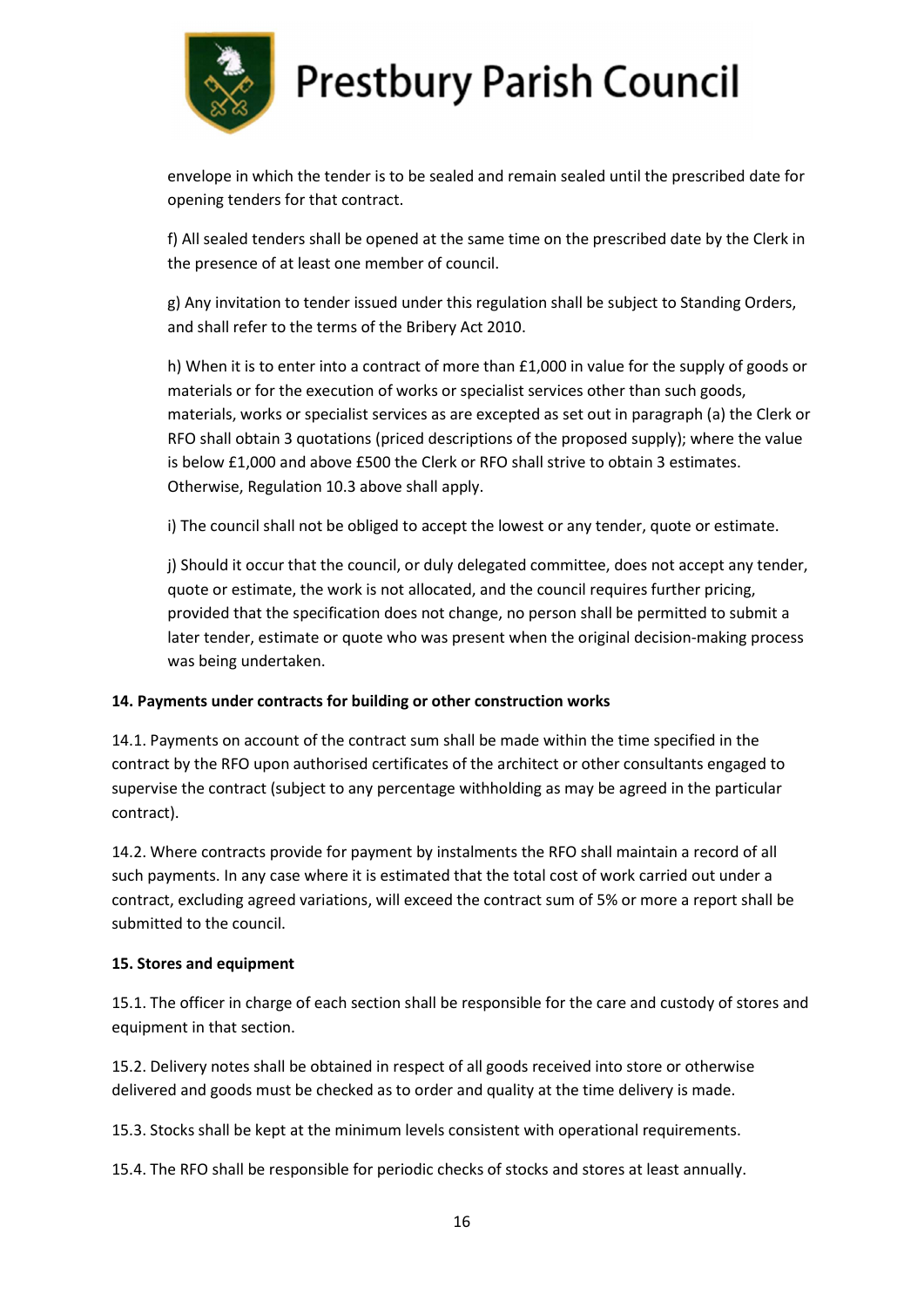envelope in which the tender is to be sealed and remain sealed until the prescribed date for opening tenders for that contract.

f) All sealed tenders shall be opened at the same time on the prescribed date by the Clerk in the presence of at least one member of council.

g) Any invitation to tender issued under this regulation shall be subject to Standing Orders, and shall refer to the terms of the Bribery Act 2010.

h) When it is to enter into a contract of more than £1,000 in value for the supply of goods or materials or for the execution of works or specialist services other than such goods, materials, works or specialist services as are excepted as set out in paragraph (a) the Clerk or RFO shall obtain 3 quotations (priced descriptions of the proposed supply); where the value is below £1,000 and above £500 the Clerk or RFO shall strive to obtain 3 estimates. Otherwise, Regulation 10.3 above shall apply.

i) The council shall not be obliged to accept the lowest or any tender, quote or estimate.

j) Should it occur that the council, or duly delegated committee, does not accept any tender, quote or estimate, the work is not allocated, and the council requires further pricing, provided that the specification does not change, no person shall be permitted to submit a later tender, estimate or quote who was present when the original decision-making process was being undertaken.

**14. Payments under contracts for building or other construction works**

14.1. Payments on account of the contract sum shall be made within the time specified in the contract by the RFO upon authorised certificates of the architect or other consultants engaged to supervise the contract (subject to any percentage withholding as may be agreed in the particular contract).

14.2. Where contracts provide for payment by instalments the RFO shall maintain a record of all such payments. In any case where it is estimated that the total cost of work carried out under a contract, excluding agreed variations, will exceed the contract sum of 5% or more a report shall be submitted to the council.

**15. Stores and equipment**

15.1. The officer in charge of each section shall be responsible for the care and custody of stores and equipment in that section.

15.2. Delivery notes shall be obtained in respect of all goods received into store or otherwise delivered and goods must be checked as to order and quality at the time delivery is made.

15.3. Stocks shall be kept at the minimum levels consistent with operational requirements.

15.4. The RFO shall be responsible for periodic checks of stocks and stores at least annually.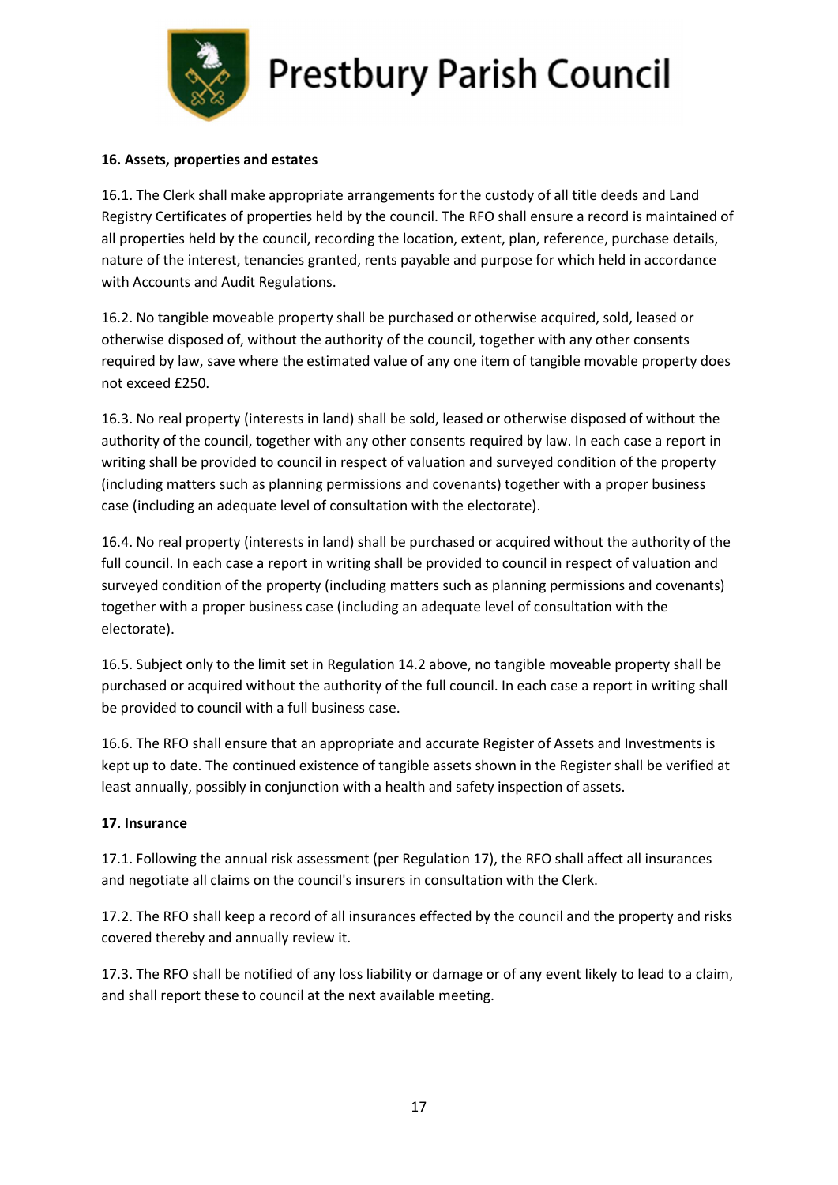**16. Assets, properties and estates**

16.1. The Clerk shall make appropriate arrangements for the custody of all title deeds and Land Registry Certificates of properties held by the council. The RFO shall ensure a record is maintained of all properties held by the council, recording the location, extent, plan, reference, purchase details, nature of the interest, tenancies granted, rents payable and purpose for which held in accordance with Accounts and Audit Regulations.

16.2. No tangible moveable property shall be purchased or otherwise acquired, sold, leased or otherwise disposed of, without the authority of the council, together with any other consents required by law, save where the estimated value of any one item of tangible movable property does not exceed £250.

16.3. No real property (interests in land) shall be sold, leased or otherwise disposed of without the authority of the council, together with any other consents required by law. In each case a report in writing shall be provided to council in respect of valuation and surveyed condition of the property (including matters such as planning permissions and covenants) together with a proper business case (including an adequate level of consultation with the electorate).

16.4. No real property (interests in land) shall be purchased or acquired without the authority of the full council. In each case a report in writing shall be provided to council in respect of valuation and surveyed condition of the property (including matters such as planning permissions and covenants) together with a proper business case (including an adequate level of consultation with the electorate).

16.5. Subject only to the limit set in Regulation 14.2 above, no tangible moveable property shall be purchased or acquired without the authority of the full council. In each case a report in writing shall be provided to council with a full business case.

16.6. The RFO shall ensure that an appropriate and accurate Register of Assets and Investments is kept up to date. The continued existence of tangible assets shown in the Register shall be verified at least annually, possibly in conjunction with a health and safety inspection of assets.

**17. Insurance**

17.1. Following the annual risk assessment (per Regulation 17), the RFO shall affect all insurances and negotiate all claims on the council's insurers in consultation with the Clerk.

17.2. The RFO shall keep a record of all insurances effected by the council and the property and risks covered thereby and annually review it.

17.3. The RFO shall be notified of any loss liability or damage or of any event likely to lead to a claim, and shall report these to council at the next available meeting.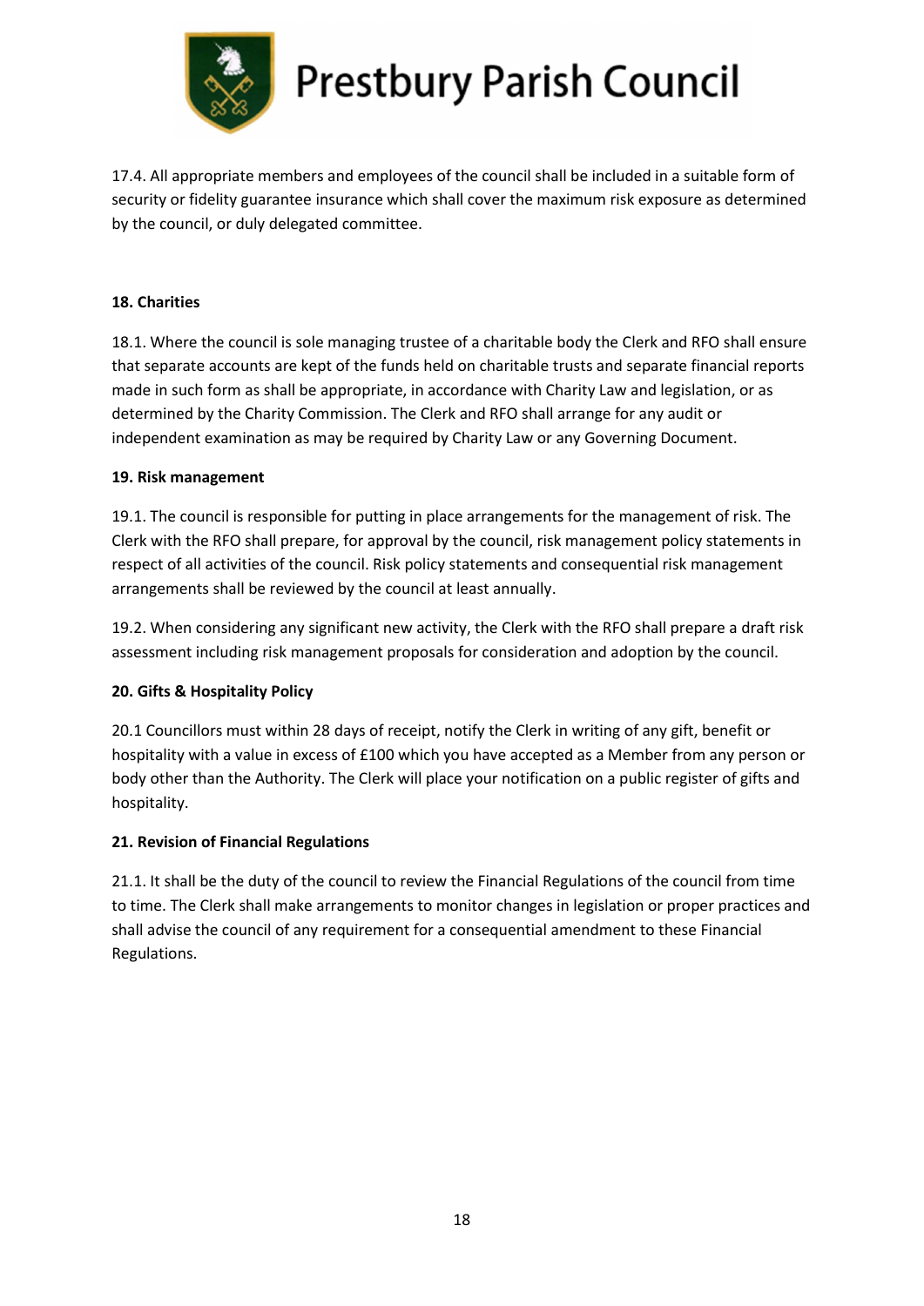17.4. All appropriate members and employees of the council shall be included in a suitable form of security or fidelity guarantee insurance which shall cover the maximum risk exposure as determined by the council, or duly delegated committee.

**18. Charities**

18.1. Where the council is sole managing trustee of a charitable body the Clerk and RFO shall ensure that separate accounts are kept of the funds held on charitable trusts and separate financial reports made in such form as shall be appropriate, in accordance with Charity Law and legislation, or as determined by the Charity Commission. The Clerk and RFO shall arrange for any audit or independent examination as may be required by Charity Law or any Governing Document.

**19. Risk management**

19.1. The council is responsible for putting in place arrangements for the management of risk. The Clerk with the RFO shall prepare, for approval by the council, risk management policy statements in respect of all activities of the council. Risk policy statements and consequential risk management arrangements shall be reviewed by the council at least annually.

19.2. When considering any significant new activity, the Clerk with the RFO shall prepare a draft risk assessment including risk management proposals for consideration and adoption by the council.

**20. Gifts & Hospitality Policy**

20.1 Councillors must within 28 days of receipt, notify the Clerk in writing of any gift, benefit or hospitality with a value in excess of £100 which you have accepted as a Member from any person or body other than the Authority. The Clerk will place your notification on a public register of gifts and hospitality.

**21. Revision of Financial Regulations**

21.1. It shall be the duty of the council to review the Financial Regulations of the council from time to time. The Clerk shall make arrangements to monitor changes in legislation or proper practices and shall advise the council of any requirement for a consequential amendment to these Financial Regulations.